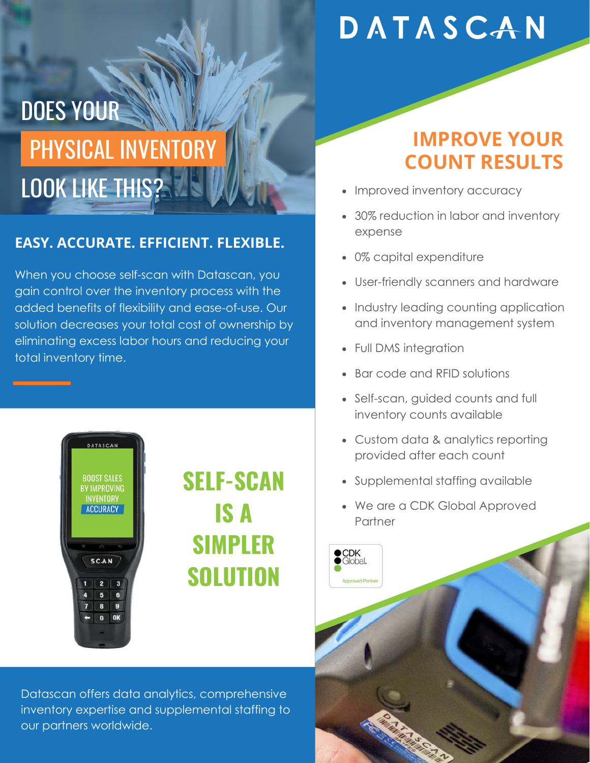# DATASCAN

# DOES YOUR PHYSICAL INVENTORY LOOK LIKE THIS?

## EASY. ACCURATE. EFFICIENT. FLEXIBLE.

When you choose self-scan with Datascan, you gain control over the inventory process with the added benefits of flexibility and ease-of-use. Our solution decreases your total cost of ownership by eliminating excess labor hours and reducing your total inventory time.

## SELF-SCAN IS A SIMPLER SOLUTION

Datascan offers data analytics, comprehensive inventory expertise and supplemental staffing to our partners worldwide.

## IMPROVE YOUR COUNT RESULTS

- Improved inventory accuracy
- 30% reduction in labor and inventory expense
- 0% capital expenditure
- User-friendly scanners and hardware
- Industry leading counting application and inventory management system
- Full DMS integration
- Bar code and RFID solutions
- Self-scan, guided counts and full inventory counts available
- Custom data & analytics reporting provided after each count
- Supplemental staffing available
- We are a CDK Global Approved Partner

CDK Global. Approved Partner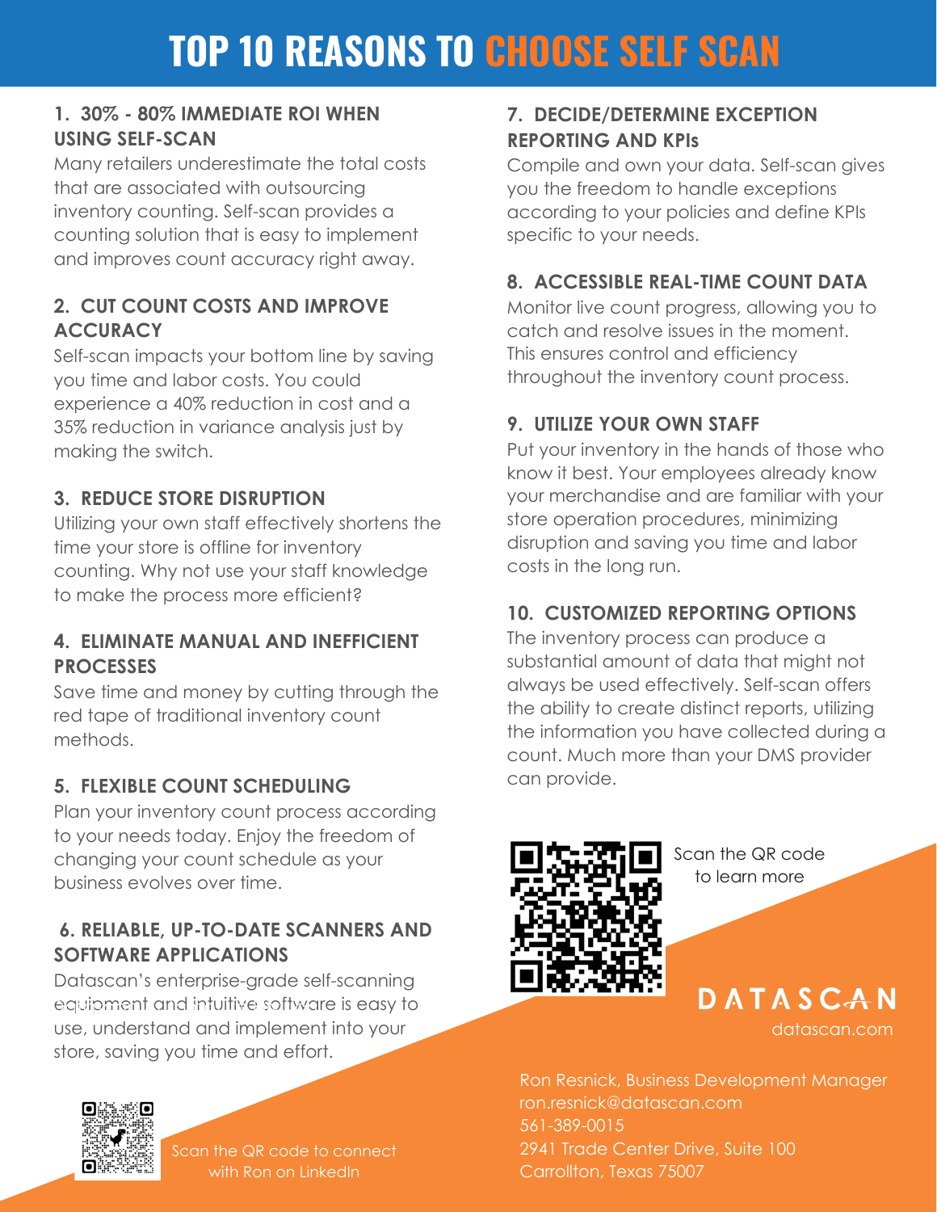# TOP 10 REASONS TO CHOOSE SELF SCAN

### 1. 30% - 80% IMMEDIATE ROI WHEN USING SELF-SCAN

Many retailers underestimate the total costs that are associated with outsourcing inventory counting. Self-scan provides a counting solution that is easy to implement and improves count accuracy right away.

### 2. CUT COUNT COSTS AND IMPROVE ACCURACY

Self-scan impacts your bottom line by saving you time and labor costs. You could experience a 40% reduction in cost and a 35% reduction in variance analysis just by making the switch.

### 3. REDUCE STORE DISRUPTION

Utilizing your own staff effectively shortens the time your store is offline for inventory counting. Why not use your staff knowledge to make the process more efficient?

### 4. ELIMINATE MANUAL AND INEFFICIENT PROCESSES

Save time and money by cutting through the red tape of traditional inventory count methods.

### 5. FLEXIBLE COUNT SCHEDULING

Plan your inventory count process according to your needs today. Enjoy the freedom of changing your count schedule as your business evolves over time.

### 6. RELIABLE, UP-TO-DATE SCANNERS AND SOFTWARE APPLICATIONS

Datascan's enterprise-grade self-scanning equipment and intuitive software is easy to use, understand and implement into your store, saving you time and effort.

### 7. DECIDE/DETERMINE EXCEPTION REPORTING AND KPIs

Compile and own your data. Self-scan gives you the freedom to handle exceptions according to your policies and define KPIs specific to your needs.

### 8. ACCESSIBLE REAL-TIME COUNT DATA

Monitor live count progress, allowing you to catch and resolve issues in the moment. This ensures control and efficiency throughout the inventory count process.

### 9. UTILIZE YOUR OWN STAFF

Put your inventory in the hands of those who know it best. Your employees already know your merchandise and are familiar with your store operation procedures, minimizing disruption and saving you time and labor costs in the long run.

### 10. CUSTOMIZED REPORTING OPTIONS

The inventory process can produce a substantial amount of data that might not always be used effectively. Self-scan offers the ability to create distinct reports, utilizing the information you have collected during a count. Much more than your DMS provider can provide.

Scan the QR code to learn more

**DATASCAN**
datascan.com

Scan the QR code to connect with Ron on LinkedIn

Ron Resnick, Business Development Manager
ron.resnick@datascan.com
561-389-0015
2941 Trade Center Drive, Suite 100
Carrollton, Texas 75007